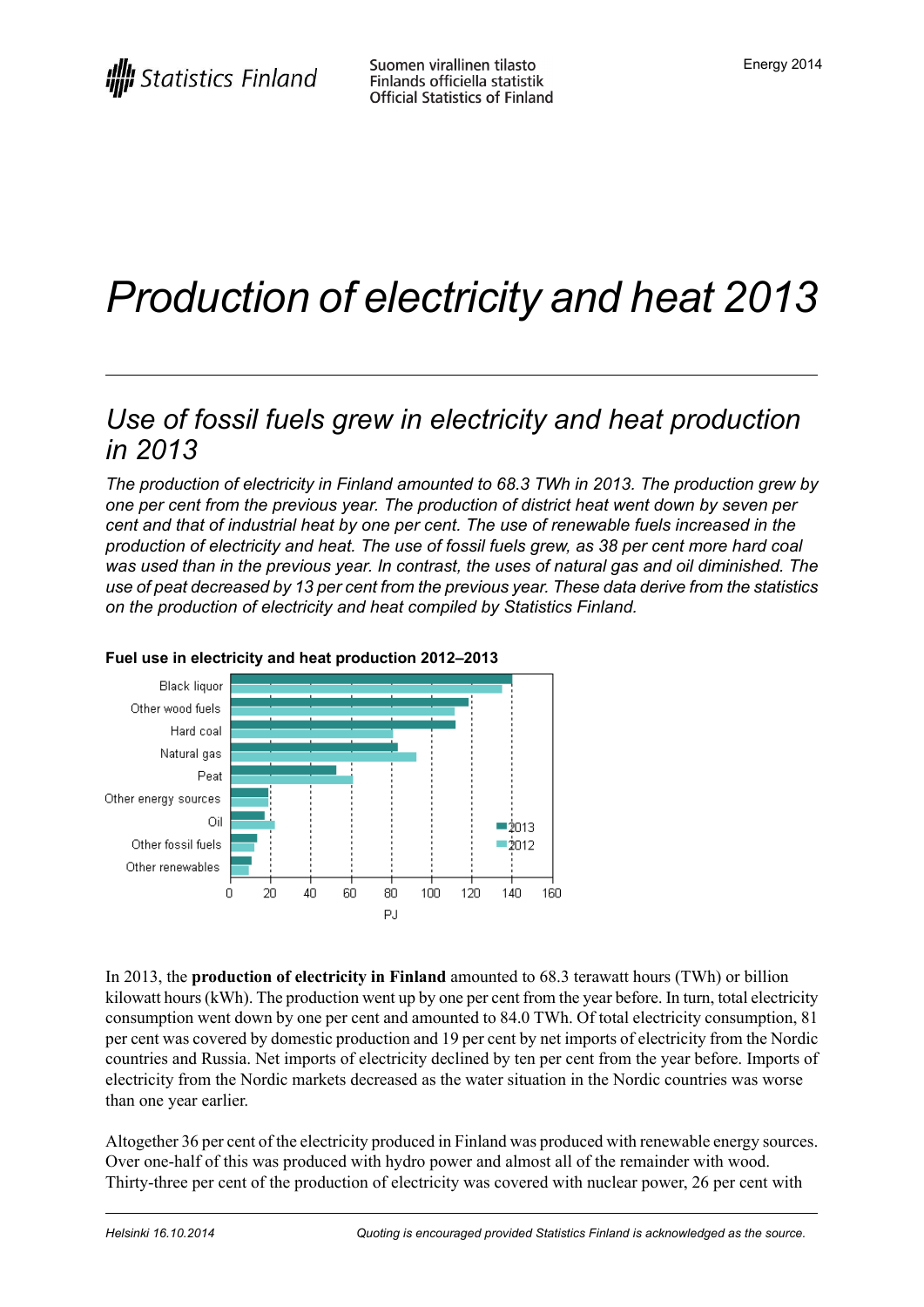# Production of electricity and heat 2013

## Use of fossil fuels grew in electricity and heat production in 2013

*The production of electricity in Finland amounted to 68.3 TWh in 2013. The production grew by one per cent from the previous year. The production of district heat went down by seven per cent and that of industrial heat by one per cent. The use of renewable fuels increased in the production of electricity and heat. The use of fossil fuels grew, as 38 per cent more hard coal was used than in the previous year. In contrast, the uses of natural gas and oil diminished. The use of peat decreased by 13 per cent from the previous year. These data derive from the statistics on the production of electricity and heat compiled by Statistics Finland.*

**Fuel use in electricity and heat production 2012–2013**

In 2013, the **production of electricity in Finland** amounted to 68.3 terawatt hours (TWh) or billion kilowatt hours (kWh). The production went up by one per cent from the year before. In turn, total electricity consumption went down by one per cent and amounted to 84.0 TWh. Of total electricity consumption, 81 per cent was covered by domestic production and 19 per cent by net imports of electricity from the Nordic countries and Russia. Net imports of electricity declined by ten per cent from the year before. Imports of electricity from the Nordic markets decreased as the water situation in the Nordic countries was worse than one year earlier.

Altogether 36 per cent of the electricity produced in Finland was produced with renewable energy sources. Over one-half of this was produced with hydro power and almost all of the remainder with wood. Thirty-three per cent of the production of electricity was covered with nuclear power, 26 per cent with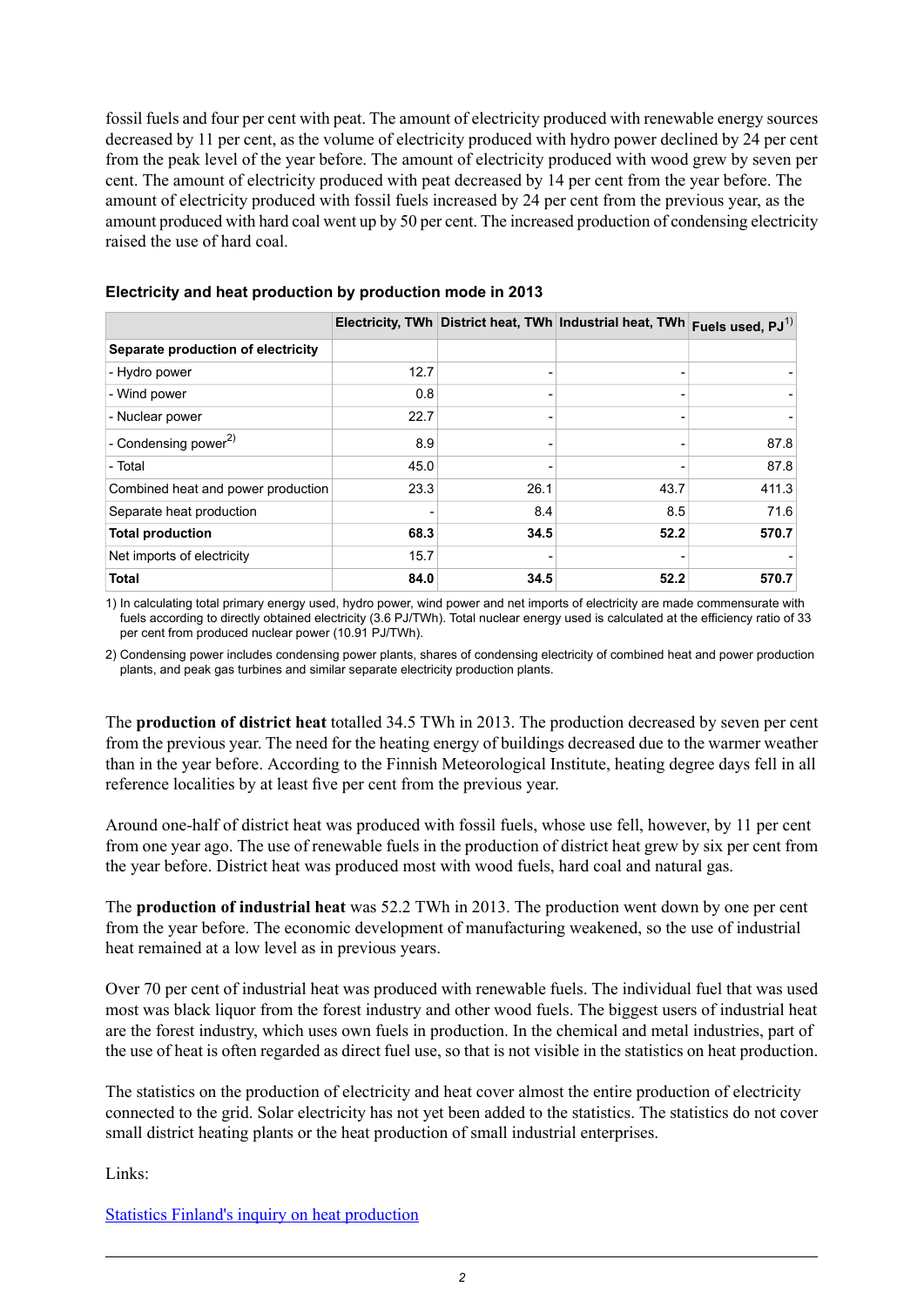fossil fuels and four per cent with peat. The amount of electricity produced with renewable energy sources decreased by 11 per cent, as the volume of electricity produced with hydro power declined by 24 per cent from the peak level of the year before. The amount of electricity produced with wood grew by seven per cent. The amount of electricity produced with peat decreased by 14 per cent from the year before. The amount of electricity produced with fossil fuels increased by 24 per cent from the previous year, as the amount produced with hard coal went up by 50 per cent. The increased production of condensing electricity raised the use of hard coal.

### Electricity and heat production by production mode in 2013

| | Electricity, TWh | District heat, TWh | Industrial heat, TWh | Fuels used, PJ[1] |
|---|---|---|---|---|
| **Separate production of electricity** | | | | |
| - Hydro power | 12.7 | - | - | - |
| - Wind power | 0.8 | - | - | - |
| - Nuclear power | 22.7 | - | - | - |
| - Condensing power[2] | 8.9 | - | - | 87.8 |
| - Total | 45.0 | - | - | 87.8 |
| Combined heat and power production | 23.3 | 26.1 | 43.7 | 411.3 |
| Separate heat production | - | 8.4 | 8.5 | 71.6 |
| **Total production** | **68.3** | **34.5** | **52.2** | **570.7** |
| Net imports of electricity | 15.7 | - | - | - |
| **Total** | **84.0** | **34.5** | **52.2** | **570.7** |

1) In calculating total primary energy used, hydro power, wind power and net imports of electricity are made commensurate with fuels according to directly obtained electricity (3.6 PJ/TWh). Total nuclear energy used is calculated at the efficiency ratio of 33 per cent from produced nuclear power (10.91 PJ/TWh).

2) Condensing power includes condensing power plants, shares of condensing electricity of combined heat and power production plants, and peak gas turbines and similar separate electricity production plants.

The **production of district heat** totalled 34.5 TWh in 2013. The production decreased by seven per cent from the previous year. The need for the heating energy of buildings decreased due to the warmer weather than in the year before. According to the Finnish Meteorological Institute, heating degree days fell in all reference localities by at least five per cent from the previous year.

Around one-half of district heat was produced with fossil fuels, whose use fell, however, by 11 per cent from one year ago. The use of renewable fuels in the production of district heat grew by six per cent from the year before. District heat was produced most with wood fuels, hard coal and natural gas.

The **production of industrial heat** was 52.2 TWh in 2013. The production went down by one per cent from the year before. The economic development of manufacturing weakened, so the use of industrial heat remained at a low level as in previous years.

Over 70 per cent of industrial heat was produced with renewable fuels. The individual fuel that was used most was black liquor from the forest industry and other wood fuels. The biggest users of industrial heat are the forest industry, which uses own fuels in production. In the chemical and metal industries, part of the use of heat is often regarded as direct fuel use, so that is not visible in the statistics on heat production.

The statistics on the production of electricity and heat cover almost the entire production of electricity connected to the grid. Solar electricity has not yet been added to the statistics. The statistics do not cover small district heating plants or the heat production of small industrial enterprises.

Links:

Statistics Finland's inquiry on heat production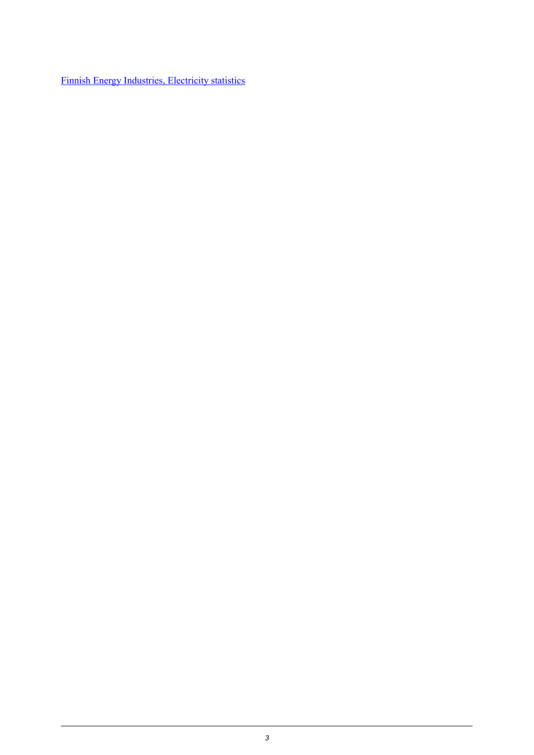[Finnish Energy Industries, Electricity statistics]()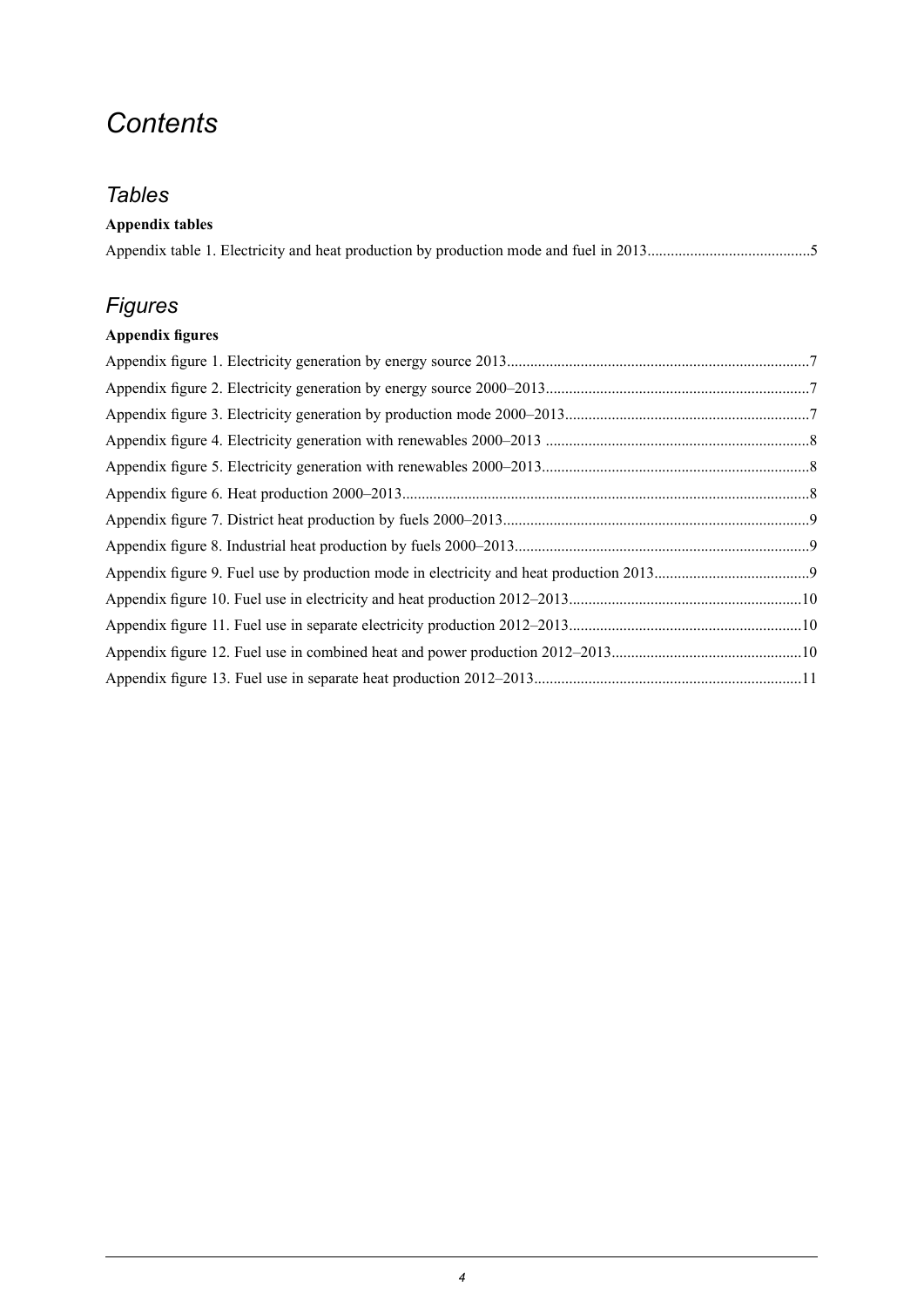# *Contents*

## *Tables*

**Appendix tables**

Appendix table 1. Electricity and heat production by production mode and fuel in 2013..........................................5

## *Figures*

**Appendix figures**

Appendix figure 1. Electricity generation by energy source 2013.............................................................................7

Appendix figure 2. Electricity generation by energy source 2000–2013...................................................................7

Appendix figure 3. Electricity generation by production mode 2000–2013..............................................................7

Appendix figure 4. Electricity generation with renewables 2000–2013 ...................................................................8

Appendix figure 5. Electricity generation with renewables 2000–2013....................................................................8

Appendix figure 6. Heat production 2000–2013........................................................................................................8

Appendix figure 7. District heat production by fuels 2000–2013..............................................................................9

Appendix figure 8. Industrial heat production by fuels 2000–2013...........................................................................9

Appendix figure 9. Fuel use by production mode in electricity and heat production 2013.......................................9

Appendix figure 10. Fuel use in electricity and heat production 2012–2013...........................................................10

Appendix figure 11. Fuel use in separate electricity production 2012–2013...........................................................10

Appendix figure 12. Fuel use in combined heat and power production 2012–2013................................................10

Appendix figure 13. Fuel use in separate heat production 2012–2013....................................................................11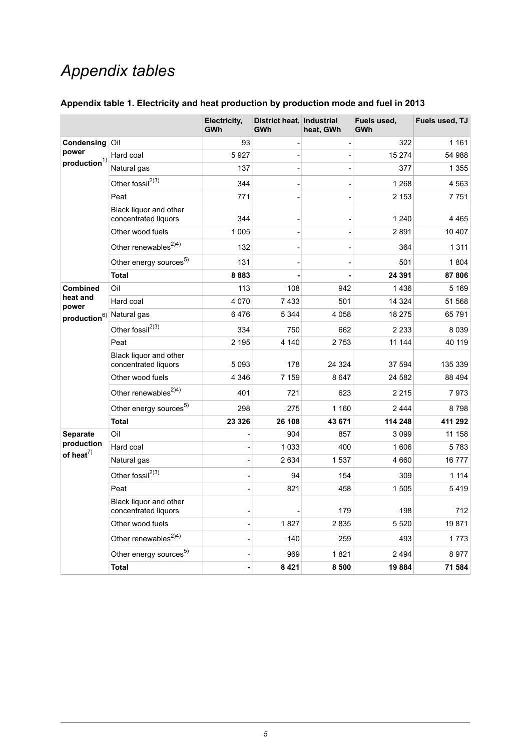# *Appendix tables*

### Appendix table 1. Electricity and heat production by production mode and fuel in 2013

| | | Electricity, GWh | District heat, GWh | Industrial heat, GWh | Fuels used, GWh | Fuels used, TJ |
|---|---|---|---|---|---|---|
| **Condensing power production**[1)] | Oil | 93 | - | - | 322 | 1 161 |
| | Hard coal | 5 927 | - | - | 15 274 | 54 988 |
| | Natural gas | 137 | - | - | 377 | 1 355 |
| | Other fossil[2)3)] | 344 | - | - | 1 268 | 4 563 |
| | Peat | 771 | - | - | 2 153 | 7 751 |
| | Black liquor and other concentrated liquors | 344 | - | - | 1 240 | 4 465 |
| | Other wood fuels | 1 005 | - | - | 2 891 | 10 407 |
| | Other renewables[2)4)] | 132 | - | - | 364 | 1 311 |
| | Other energy sources[5)] | 131 | - | - | 501 | 1 804 |
| | **Total** | **8 883** | **-** | **-** | **24 391** | **87 806** |
| **Combined heat and power production**[6)] | Oil | 113 | 108 | 942 | 1 436 | 5 169 |
| | Hard coal | 4 070 | 7 433 | 501 | 14 324 | 51 568 |
| | Natural gas | 6 476 | 5 344 | 4 058 | 18 275 | 65 791 |
| | Other fossil[2)3)] | 334 | 750 | 662 | 2 233 | 8 039 |
| | Peat | 2 195 | 4 140 | 2 753 | 11 144 | 40 119 |
| | Black liquor and other concentrated liquors | 5 093 | 178 | 24 324 | 37 594 | 135 339 |
| | Other wood fuels | 4 346 | 7 159 | 8 647 | 24 582 | 88 494 |
| | Other renewables[2)4)] | 401 | 721 | 623 | 2 215 | 7 973 |
| | Other energy sources[5)] | 298 | 275 | 1 160 | 2 444 | 8 798 |
| | **Total** | **23 326** | **26 108** | **43 671** | **114 248** | **411 292** |
| **Separate production of heat**[7)] | Oil | - | 904 | 857 | 3 099 | 11 158 |
| | Hard coal | - | 1 033 | 400 | 1 606 | 5 783 |
| | Natural gas | - | 2 634 | 1 537 | 4 660 | 16 777 |
| | Other fossil[2)3)] | - | 94 | 154 | 309 | 1 114 |
| | Peat | - | 821 | 458 | 1 505 | 5 419 |
| | Black liquor and other concentrated liquors | - | - | 179 | 198 | 712 |
| | Other wood fuels | - | 1 827 | 2 835 | 5 520 | 19 871 |
| | Other renewables[2)4)] | - | 140 | 259 | 493 | 1 773 |
| | Other energy sources[5)] | - | 969 | 1 821 | 2 494 | 8 977 |
| | **Total** | **-** | **8 421** | **8 500** | **19 884** | **71 584** |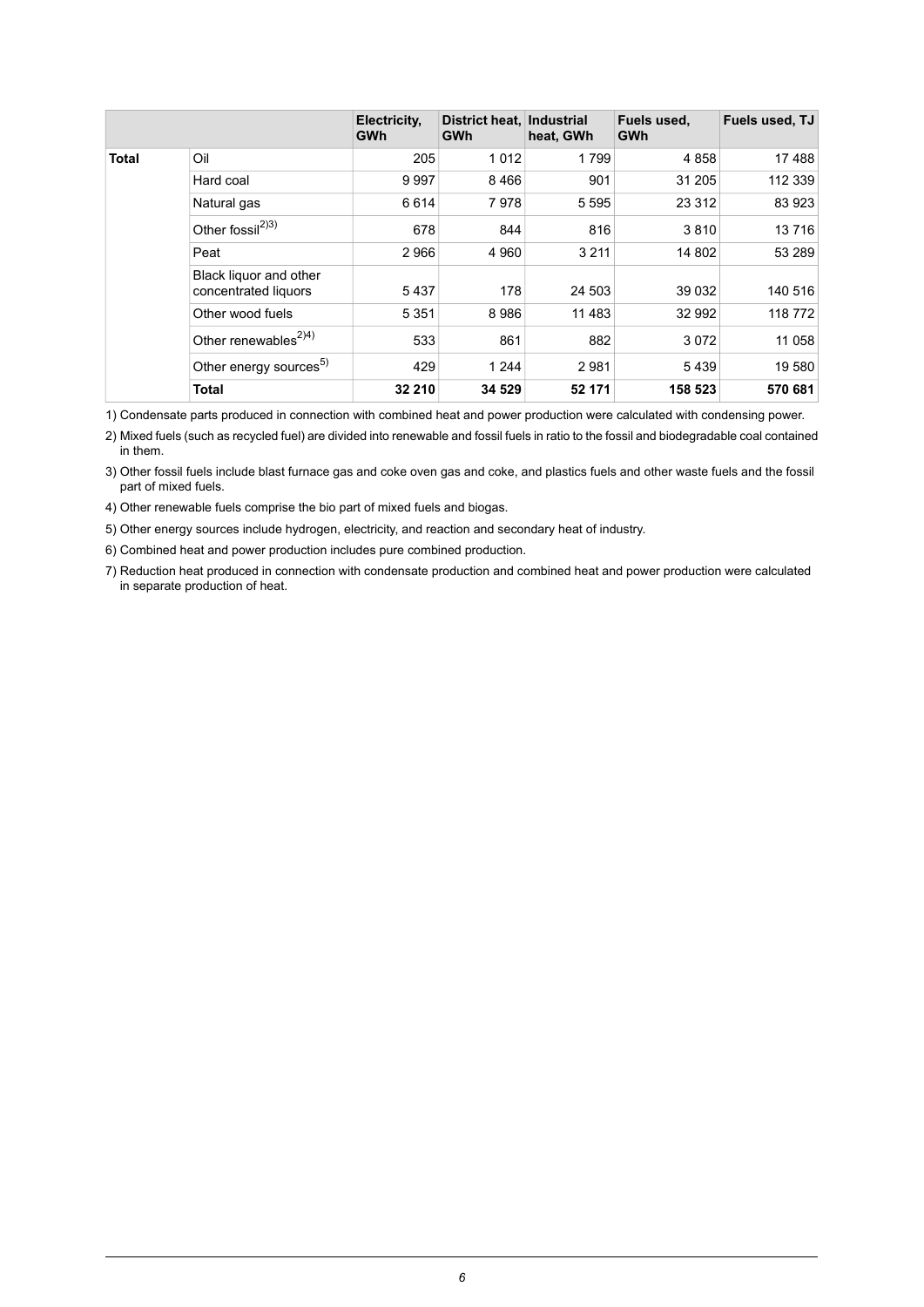| | | Electricity, GWh | District heat, GWh | Industrial heat, GWh | Fuels used, GWh | Fuels used, TJ |
|---|---|---|---|---|---|---|
| **Total** | Oil | 205 | 1 012 | 1 799 | 4 858 | 17 488 |
| | Hard coal | 9 997 | 8 466 | 901 | 31 205 | 112 339 |
| | Natural gas | 6 614 | 7 978 | 5 595 | 23 312 | 83 923 |
| | Other fossil[2)3)] | 678 | 844 | 816 | 3 810 | 13 716 |
| | Peat | 2 966 | 4 960 | 3 211 | 14 802 | 53 289 |
| | Black liquor and other concentrated liquors | 5 437 | 178 | 24 503 | 39 032 | 140 516 |
| | Other wood fuels | 5 351 | 8 986 | 11 483 | 32 992 | 118 772 |
| | Other renewables[2)4)] | 533 | 861 | 882 | 3 072 | 11 058 |
| | Other energy sources[5)] | 429 | 1 244 | 2 981 | 5 439 | 19 580 |
| | **Total** | **32 210** | **34 529** | **52 171** | **158 523** | **570 681** |

1) Condensate parts produced in connection with combined heat and power production were calculated with condensing power.

2) Mixed fuels (such as recycled fuel) are divided into renewable and fossil fuels in ratio to the fossil and biodegradable coal contained in them.

3) Other fossil fuels include blast furnace gas and coke oven gas and coke, and plastics fuels and other waste fuels and the fossil part of mixed fuels.

4) Other renewable fuels comprise the bio part of mixed fuels and biogas.

5) Other energy sources include hydrogen, electricity, and reaction and secondary heat of industry.

6) Combined heat and power production includes pure combined production.

7) Reduction heat produced in connection with condensate production and combined heat and power production were calculated in separate production of heat.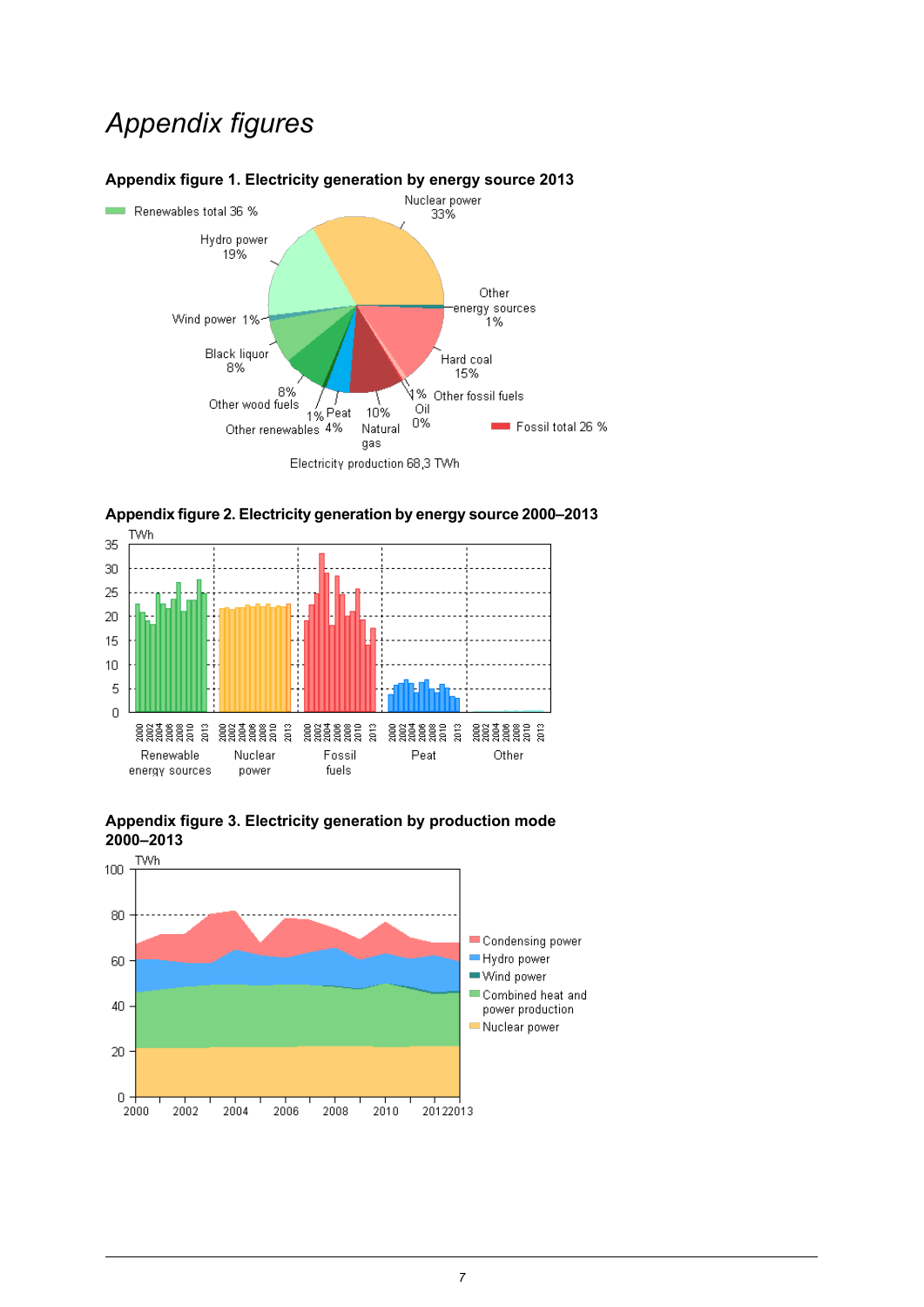# Appendix figures

**Appendix figure 1. Electricity generation by energy source 2013**

Renewables total 36 %

Nuclear power 33%

Hydro power 19%

Wind power 1%

Black liquor 8%

Other wood fuels 8%

Other renewables 1%

Peat 4%

Natural gas 10%

Oil 0%

Other fossil fuels 1%

Hard coal 15%

Other energy sources 1%

Fossil total 26 %

Electricity production 68,3 TWh

**Appendix figure 2. Electricity generation by energy source 2000–2013**

TWh

35, 30, 25, 20, 15, 10, 5, 0

2000 2002 2004 2006 2008 2010 2013

Renewable energy sources | Nuclear power | Fossil fuels | Peat | Other

**Appendix figure 3. Electricity generation by production mode 2000–2013**

TWh

100, 80, 60, 40, 20, 0

2000 2002 2004 2006 2008 2010 2012 2013

Condensing power
Hydro power
Wind power
Combined heat and power production
Nuclear power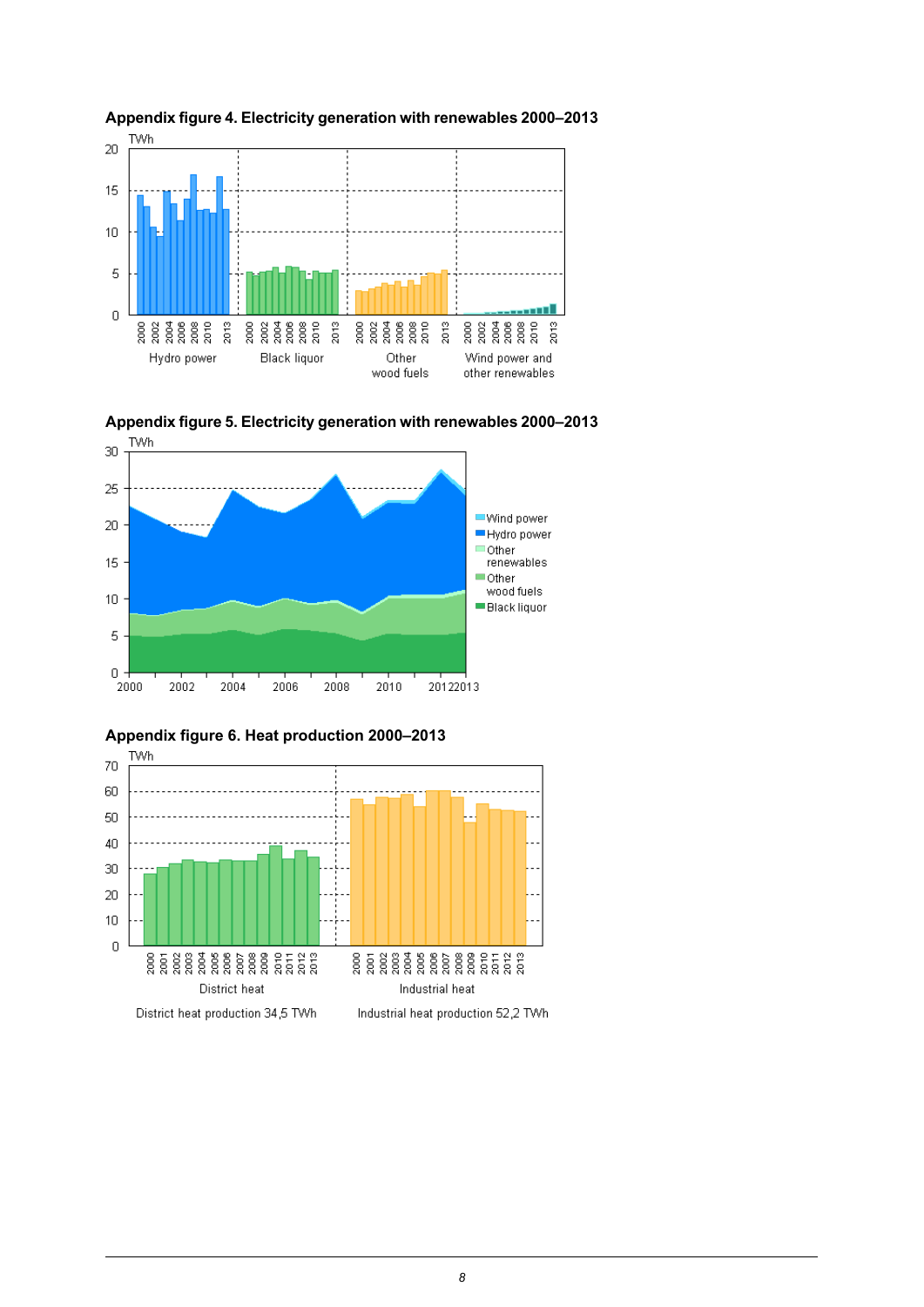**Appendix figure 4. Electricity generation with renewables 2000–2013**

**Appendix figure 5. Electricity generation with renewables 2000–2013**

**Appendix figure 6. Heat production 2000–2013**

District heat production 34,5 TWh

Industrial heat production 52,2 TWh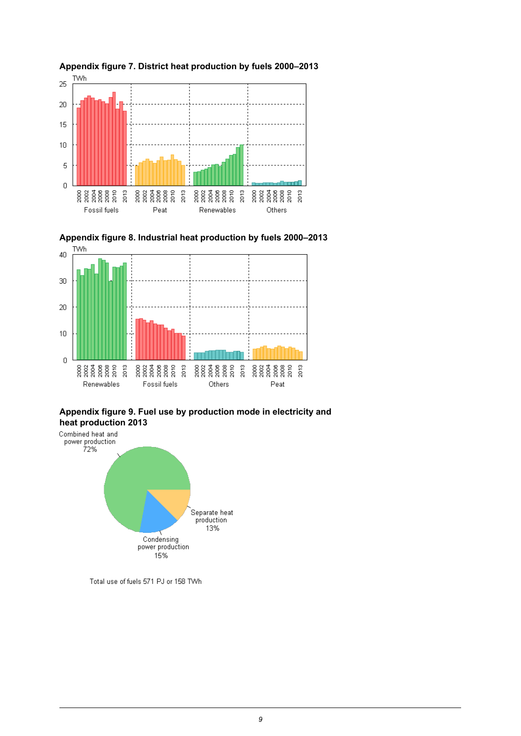**Appendix figure 7. District heat production by fuels 2000–2013**

TWh

Fossil fuels | Peat | Renewables | Others

**Appendix figure 8. Industrial heat production by fuels 2000–2013**

TWh

Renewables | Fossil fuels | Others | Peat

**Appendix figure 9. Fuel use by production mode in electricity and heat production 2013**

Combined heat and power production 72%

Separate heat production 13%

Condensing power production 15%

Total use of fuels 571 PJ or 158 TWh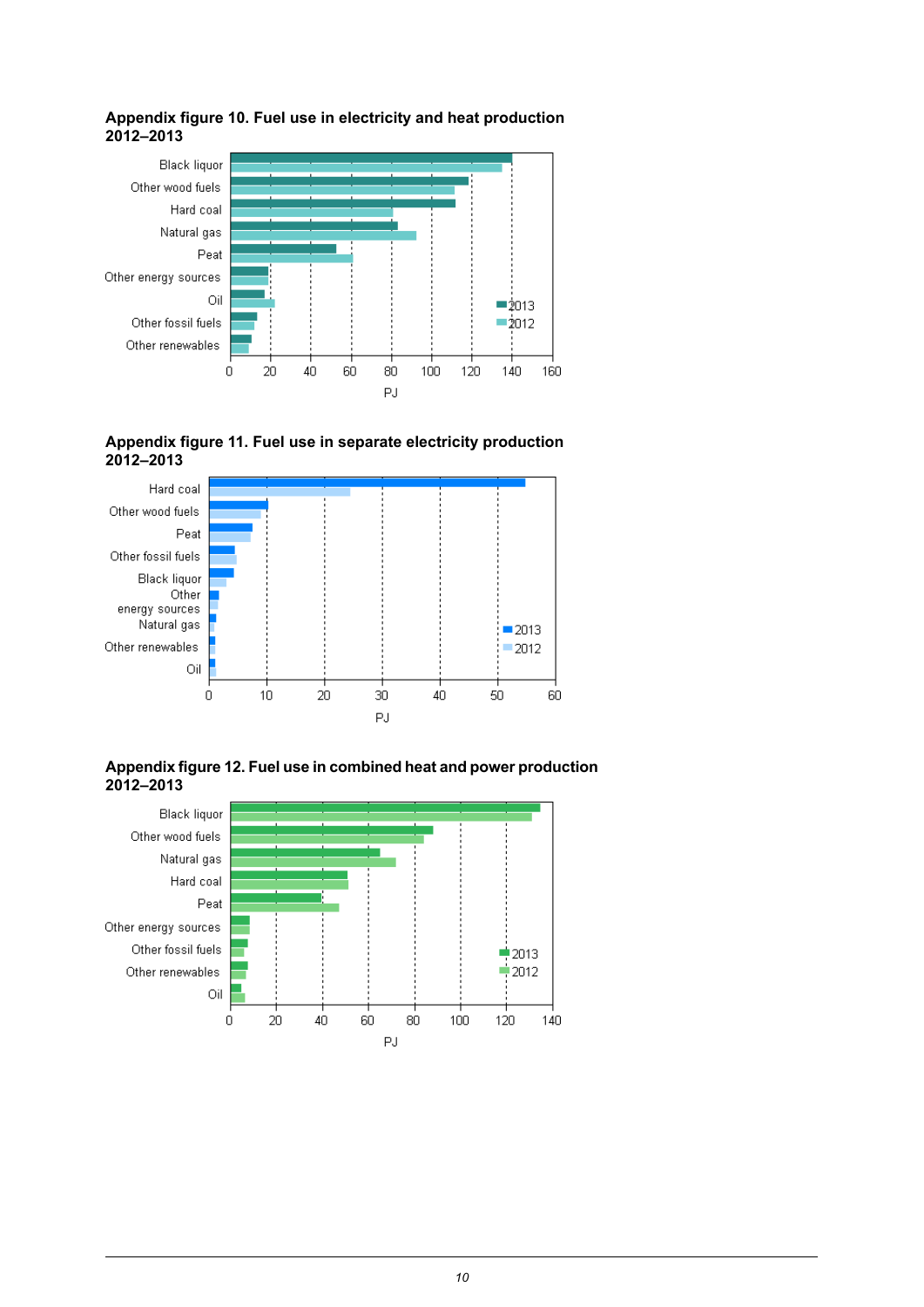**Appendix figure 10. Fuel use in electricity and heat production 2012–2013**

**Appendix figure 11. Fuel use in separate electricity production 2012–2013**

**Appendix figure 12. Fuel use in combined heat and power production 2012–2013**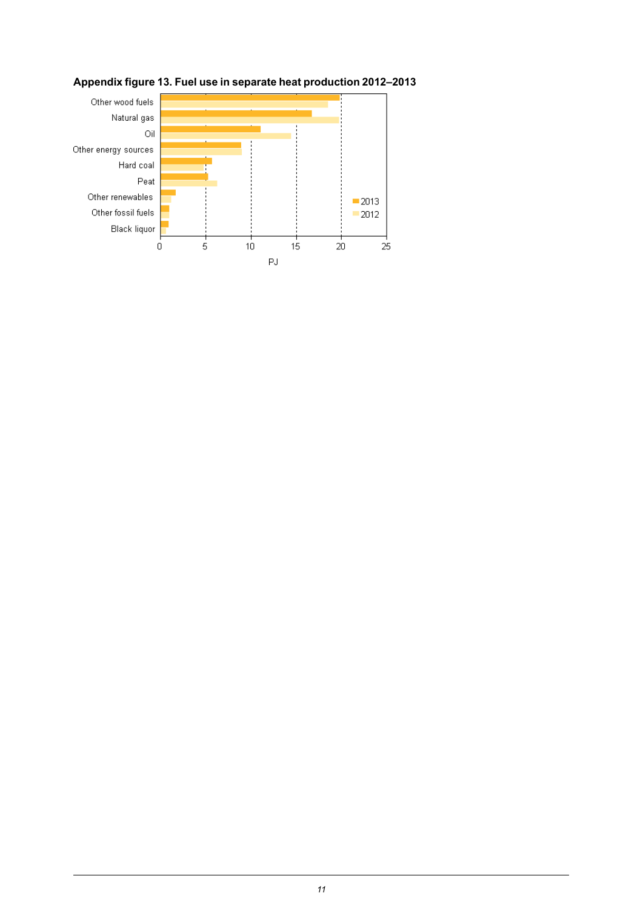**Appendix figure 13. Fuel use in separate heat production 2012–2013**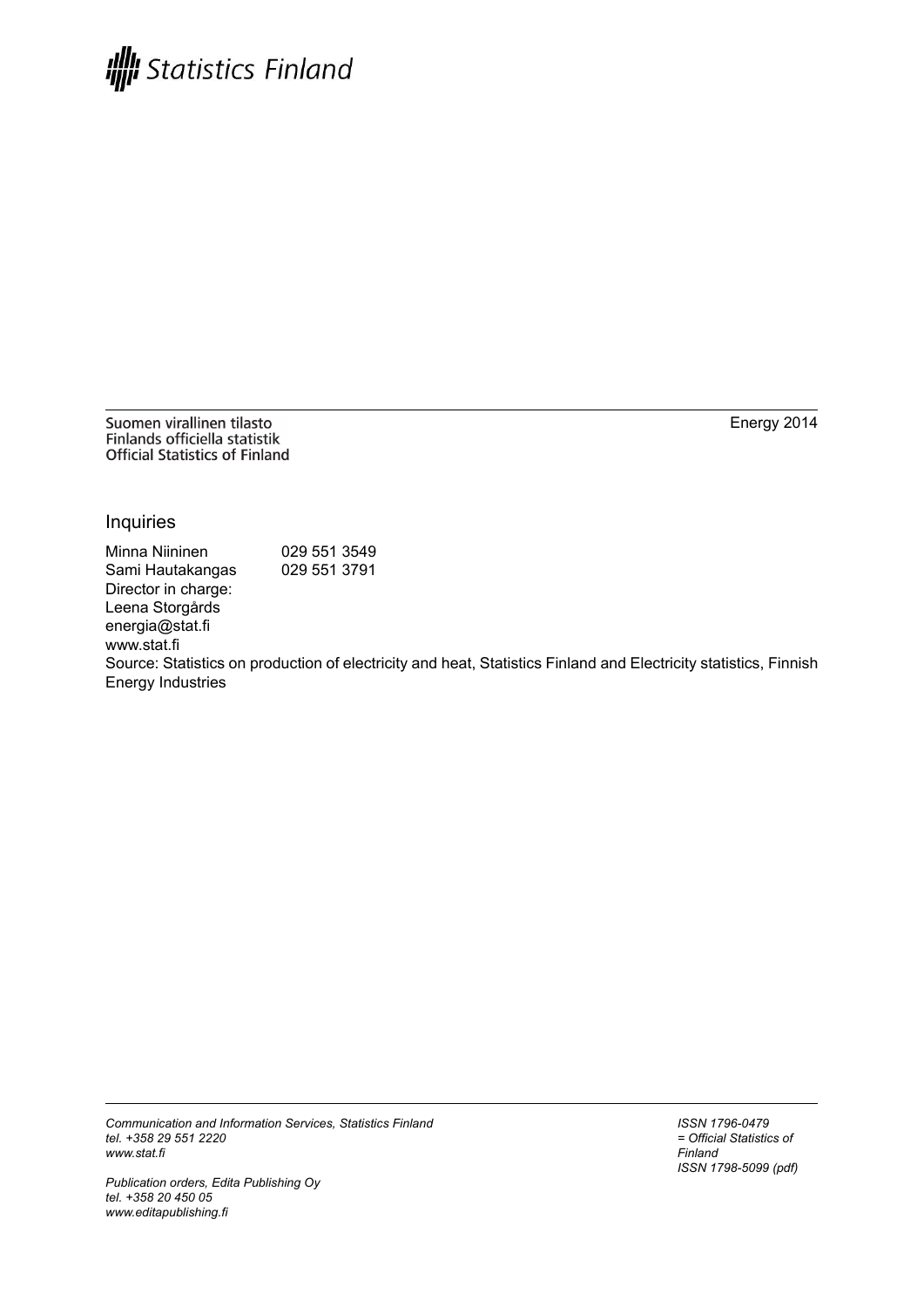Statistics Finland

Suomen virallinen tilasto
Finlands officiella statistik
Official Statistics of Finland

Energy 2014

## Inquiries

Minna Niininen 029 551 3549
Sami Hautakangas 029 551 3791
Director in charge:
Leena Storgårds
energia@stat.fi
www.stat.fi
Source: Statistics on production of electricity and heat, Statistics Finland and Electricity statistics, Finnish Energy Industries

*Communication and Information Services, Statistics Finland*
*tel. +358 29 551 2220*
*www.stat.fi*

*Publication orders, Edita Publishing Oy*
*tel. +358 20 450 05*
*www.editapublishing.fi*

*ISSN 1796-0479*
*= Official Statistics of Finland*
*ISSN 1798-5099 (pdf)*